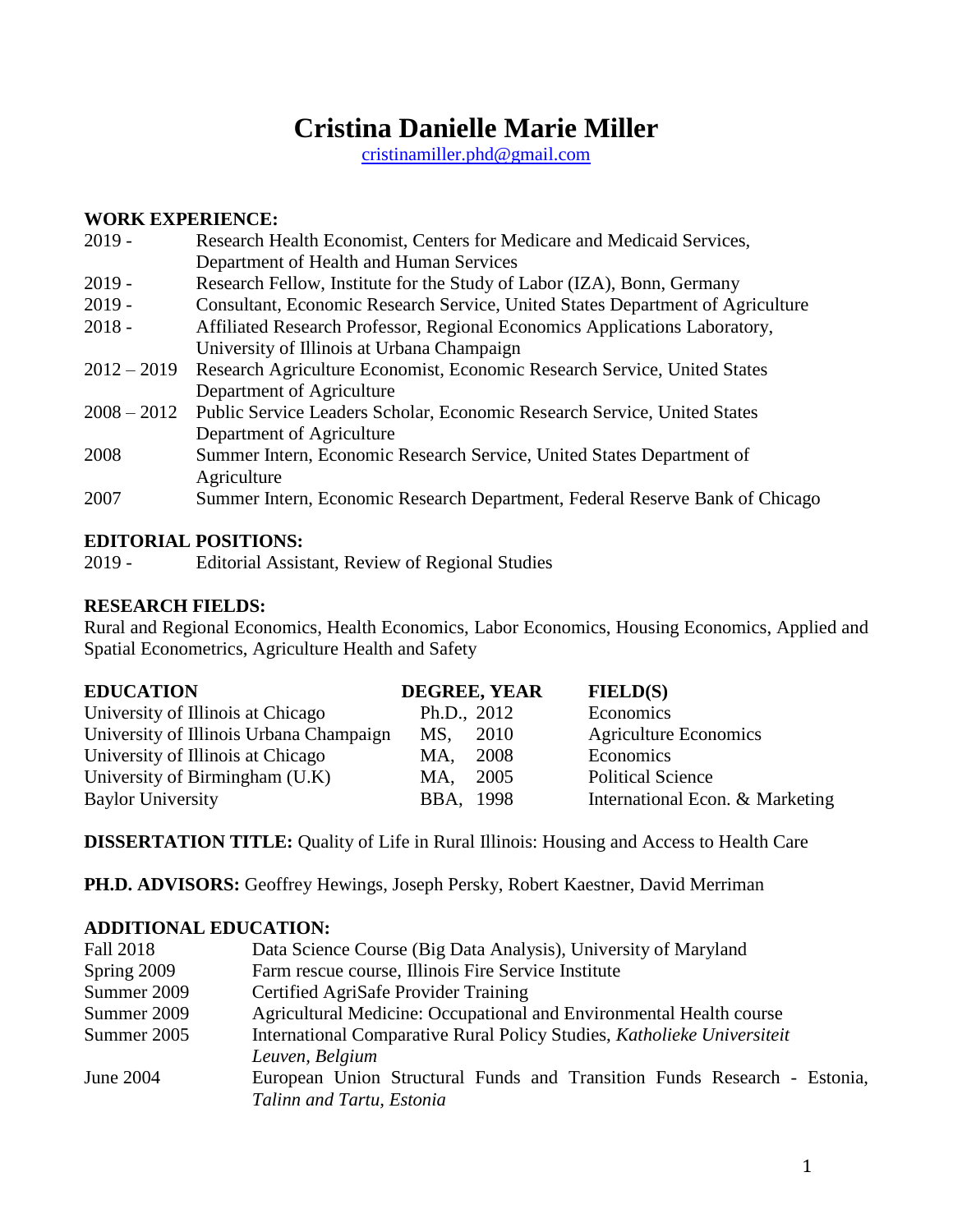# Cristina Danielle Marie Miller

cristinamiller.phd@gmail.com

**WORK EXPERIENCE:**

| | |
|---|---|
| 2019 - | Research Health Economist, Centers for Medicare and Medicaid Services, Department of Health and Human Services |
| 2019 - | Research Fellow, Institute for the Study of Labor (IZA), Bonn, Germany |
| 2019 - | Consultant, Economic Research Service, United States Department of Agriculture |
| 2018 - | Affiliated Research Professor, Regional Economics Applications Laboratory, University of Illinois at Urbana Champaign |
| 2012 – 2019 | Research Agriculture Economist, Economic Research Service, United States Department of Agriculture |
| 2008 – 2012 | Public Service Leaders Scholar, Economic Research Service, United States Department of Agriculture |
| 2008 | Summer Intern, Economic Research Service, United States Department of Agriculture |
| 2007 | Summer Intern, Economic Research Department, Federal Reserve Bank of Chicago |

**EDITORIAL POSITIONS:**

2019 - Editorial Assistant, Review of Regional Studies

**RESEARCH FIELDS:**

Rural and Regional Economics, Health Economics, Labor Economics, Housing Economics, Applied and Spatial Econometrics, Agriculture Health and Safety

| **EDUCATION** | **DEGREE, YEAR** | **FIELD(S)** |
|---|---|---|
| University of Illinois at Chicago | Ph.D., 2012 | Economics |
| University of Illinois Urbana Champaign | MS, 2010 | Agriculture Economics |
| University of Illinois at Chicago | MA, 2008 | Economics |
| University of Birmingham (U.K) | MA, 2005 | Political Science |
| Baylor University | BBA, 1998 | International Econ. & Marketing |

**DISSERTATION TITLE:** Quality of Life in Rural Illinois: Housing and Access to Health Care

**PH.D. ADVISORS:** Geoffrey Hewings, Joseph Persky, Robert Kaestner, David Merriman

**ADDITIONAL EDUCATION:**

| | |
|---|---|
| Fall 2018 | Data Science Course (Big Data Analysis), University of Maryland |
| Spring 2009 | Farm rescue course, Illinois Fire Service Institute |
| Summer 2009 | Certified AgriSafe Provider Training |
| Summer 2009 | Agricultural Medicine: Occupational and Environmental Health course |
| Summer 2005 | International Comparative Rural Policy Studies, *Katholieke Universiteit Leuven, Belgium* |
| June 2004 | European Union Structural Funds and Transition Funds Research - Estonia, *Talinn and Tartu, Estonia* |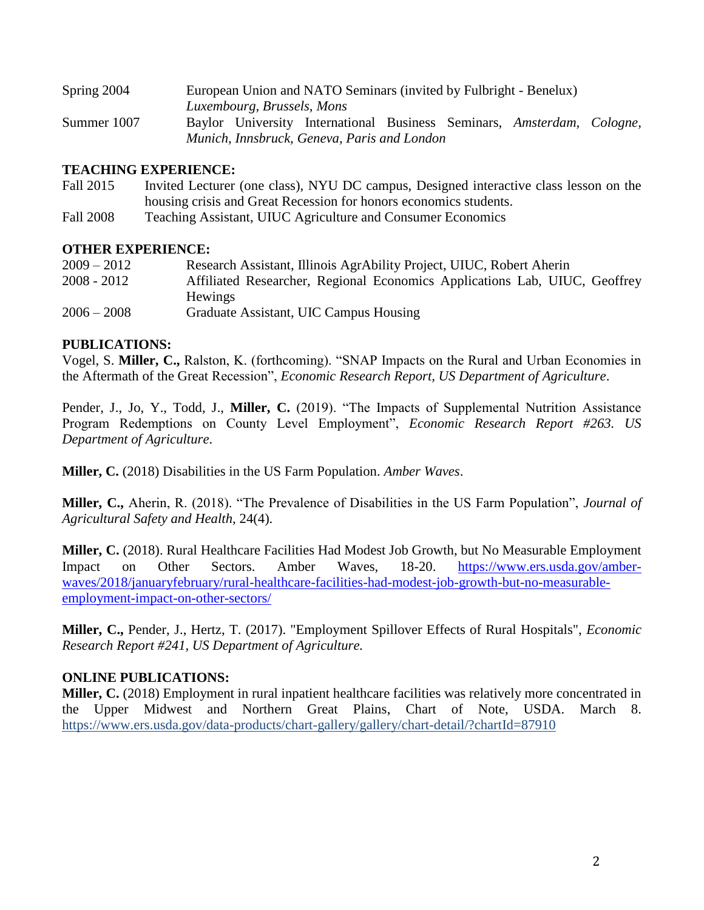| | |
|---|---|
| Spring 2004 | European Union and NATO Seminars (invited by Fulbright - Benelux) *Luxembourg, Brussels, Mons* |
| Summer 1007 | Baylor University International Business Seminars, *Amsterdam, Cologne, Munich, Innsbruck, Geneva, Paris and London* |

**TEACHING EXPERIENCE:**

| | |
|---|---|
| Fall 2015 | Invited Lecturer (one class), NYU DC campus, Designed interactive class lesson on the housing crisis and Great Recession for honors economics students. |
| Fall 2008 | Teaching Assistant, UIUC Agriculture and Consumer Economics |

**OTHER EXPERIENCE:**

| | |
|---|---|
| 2009 – 2012 | Research Assistant, Illinois AgrAbility Project, UIUC, Robert Aherin |
| 2008 - 2012 | Affiliated Researcher, Regional Economics Applications Lab, UIUC, Geoffrey Hewings |
| 2006 – 2008 | Graduate Assistant, UIC Campus Housing |

**PUBLICATIONS:**

Vogel, S. **Miller, C.,** Ralston, K. (forthcoming). "SNAP Impacts on the Rural and Urban Economies in the Aftermath of the Great Recession", *Economic Research Report, US Department of Agriculture*.

Pender, J., Jo, Y., Todd, J., **Miller, C.** (2019). "The Impacts of Supplemental Nutrition Assistance Program Redemptions on County Level Employment", *Economic Research Report #263. US Department of Agriculture*.

**Miller, C.** (2018) Disabilities in the US Farm Population. *Amber Waves*.

**Miller, C.,** Aherin, R. (2018). "The Prevalence of Disabilities in the US Farm Population", *Journal of Agricultural Safety and Health,* 24(4).

**Miller, C.** (2018). Rural Healthcare Facilities Had Modest Job Growth, but No Measurable Employment Impact on Other Sectors. Amber Waves, 18-20. https://www.ers.usda.gov/amber-waves/2018/januaryfebruary/rural-healthcare-facilities-had-modest-job-growth-but-no-measurable-employment-impact-on-other-sectors/

**Miller, C.,** Pender, J., Hertz, T. (2017). "Employment Spillover Effects of Rural Hospitals", *Economic Research Report #241, US Department of Agriculture.*

**ONLINE PUBLICATIONS:**

**Miller, C.** (2018) Employment in rural inpatient healthcare facilities was relatively more concentrated in the Upper Midwest and Northern Great Plains, Chart of Note, USDA. March 8. https://www.ers.usda.gov/data-products/chart-gallery/gallery/chart-detail/?chartId=87910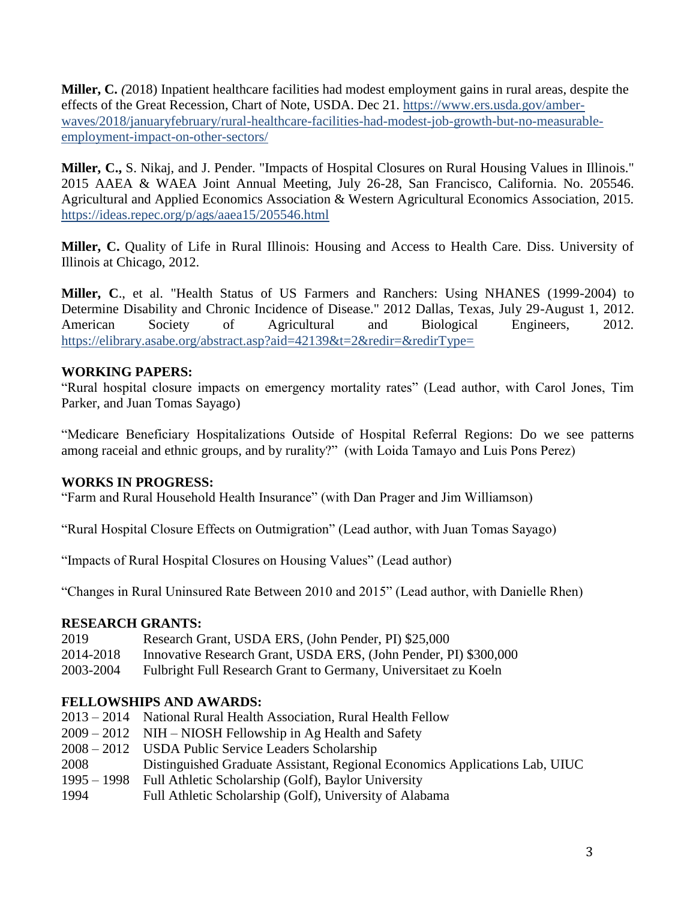**Miller, C.** *(*2018) Inpatient healthcare facilities had modest employment gains in rural areas, despite the effects of the Great Recession, Chart of Note, USDA. Dec 21. https://www.ers.usda.gov/amber-waves/2018/januaryfebruary/rural-healthcare-facilities-had-modest-job-growth-but-no-measurable-employment-impact-on-other-sectors/

**Miller, C.,** S. Nikaj, and J. Pender. "Impacts of Hospital Closures on Rural Housing Values in Illinois." 2015 AAEA & WAEA Joint Annual Meeting, July 26-28, San Francisco, California. No. 205546. Agricultural and Applied Economics Association & Western Agricultural Economics Association, 2015. https://ideas.repec.org/p/ags/aaea15/205546.html

**Miller, C.** Quality of Life in Rural Illinois: Housing and Access to Health Care. Diss. University of Illinois at Chicago, 2012.

**Miller, C**., et al. "Health Status of US Farmers and Ranchers: Using NHANES (1999-2004) to Determine Disability and Chronic Incidence of Disease." 2012 Dallas, Texas, July 29-August 1, 2012. American Society of Agricultural and Biological Engineers, 2012. https://elibrary.asabe.org/abstract.asp?aid=42139&t=2&redir=&redirType=

**WORKING PAPERS:**

"Rural hospital closure impacts on emergency mortality rates" (Lead author, with Carol Jones, Tim Parker, and Juan Tomas Sayago)

"Medicare Beneficiary Hospitalizations Outside of Hospital Referral Regions: Do we see patterns among raceial and ethnic groups, and by rurality?" (with Loida Tamayo and Luis Pons Perez)

**WORKS IN PROGRESS:**

"Farm and Rural Household Health Insurance" (with Dan Prager and Jim Williamson)

"Rural Hospital Closure Effects on Outmigration" (Lead author, with Juan Tomas Sayago)

"Impacts of Rural Hospital Closures on Housing Values" (Lead author)

"Changes in Rural Uninsured Rate Between 2010 and 2015" (Lead author, with Danielle Rhen)

**RESEARCH GRANTS:**

2019 Research Grant, USDA ERS, (John Pender, PI) $25,000
2014-2018 Innovative Research Grant, USDA ERS, (John Pender, PI) $300,000
2003-2004 Fulbright Full Research Grant to Germany, Universitaet zu Koeln

**FELLOWSHIPS AND AWARDS:**

2013 – 2014 National Rural Health Association, Rural Health Fellow
2009 – 2012 NIH – NIOSH Fellowship in Ag Health and Safety
2008 – 2012 USDA Public Service Leaders Scholarship
2008 Distinguished Graduate Assistant, Regional Economics Applications Lab, UIUC
1995 – 1998 Full Athletic Scholarship (Golf), Baylor University
1994 Full Athletic Scholarship (Golf), University of Alabama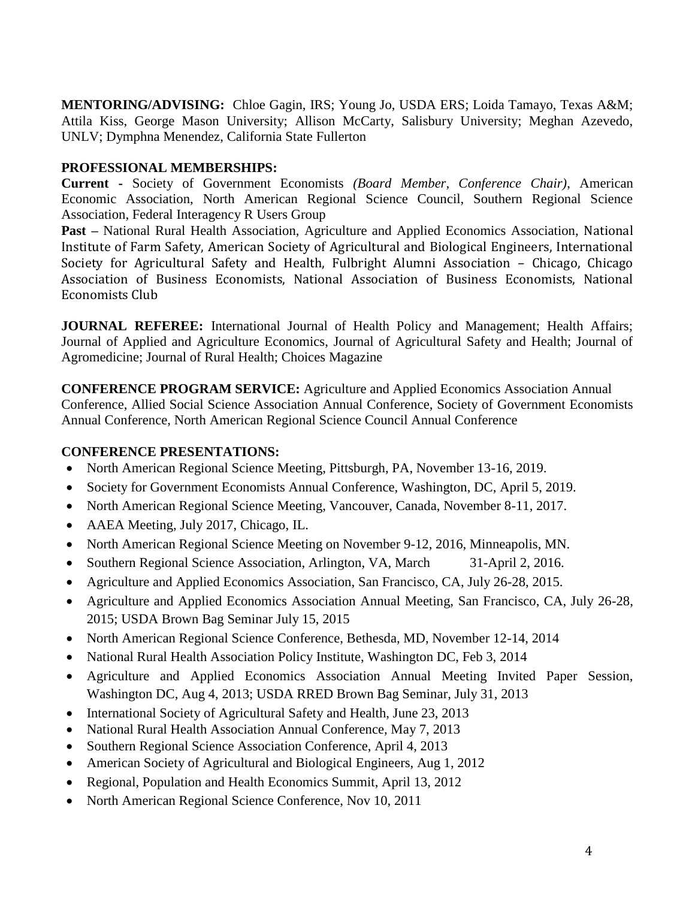**MENTORING/ADVISING:** Chloe Gagin, IRS; Young Jo, USDA ERS; Loida Tamayo, Texas A&M; Attila Kiss, George Mason University; Allison McCarty, Salisbury University; Meghan Azevedo, UNLV; Dymphna Menendez, California State Fullerton

**PROFESSIONAL MEMBERSHIPS:**

**Current -** Society of Government Economists *(Board Member, Conference Chair)*, American Economic Association, North American Regional Science Council, Southern Regional Science Association, Federal Interagency R Users Group

**Past –** National Rural Health Association, Agriculture and Applied Economics Association, National Institute of Farm Safety, American Society of Agricultural and Biological Engineers, International Society for Agricultural Safety and Health, Fulbright Alumni Association – Chicago, Chicago Association of Business Economists, National Association of Business Economists, National Economists Club

**JOURNAL REFEREE:** International Journal of Health Policy and Management; Health Affairs; Journal of Applied and Agriculture Economics, Journal of Agricultural Safety and Health; Journal of Agromedicine; Journal of Rural Health; Choices Magazine

**CONFERENCE PROGRAM SERVICE:** Agriculture and Applied Economics Association Annual Conference, Allied Social Science Association Annual Conference, Society of Government Economists Annual Conference, North American Regional Science Council Annual Conference

**CONFERENCE PRESENTATIONS:**

- North American Regional Science Meeting, Pittsburgh, PA, November 13-16, 2019.
- Society for Government Economists Annual Conference, Washington, DC, April 5, 2019.
- North American Regional Science Meeting, Vancouver, Canada, November 8-11, 2017.
- AAEA Meeting, July 2017, Chicago, IL.
- North American Regional Science Meeting on November 9-12, 2016, Minneapolis, MN.
- Southern Regional Science Association, Arlington, VA, March 31-April 2, 2016.
- Agriculture and Applied Economics Association, San Francisco, CA, July 26-28, 2015.
- Agriculture and Applied Economics Association Annual Meeting, San Francisco, CA, July 26-28, 2015; USDA Brown Bag Seminar July 15, 2015
- North American Regional Science Conference, Bethesda, MD, November 12-14, 2014
- National Rural Health Association Policy Institute, Washington DC, Feb 3, 2014
- Agriculture and Applied Economics Association Annual Meeting Invited Paper Session, Washington DC, Aug 4, 2013; USDA RRED Brown Bag Seminar, July 31, 2013
- International Society of Agricultural Safety and Health, June 23, 2013
- National Rural Health Association Annual Conference, May 7, 2013
- Southern Regional Science Association Conference, April 4, 2013
- American Society of Agricultural and Biological Engineers, Aug 1, 2012
- Regional, Population and Health Economics Summit, April 13, 2012
- North American Regional Science Conference, Nov 10, 2011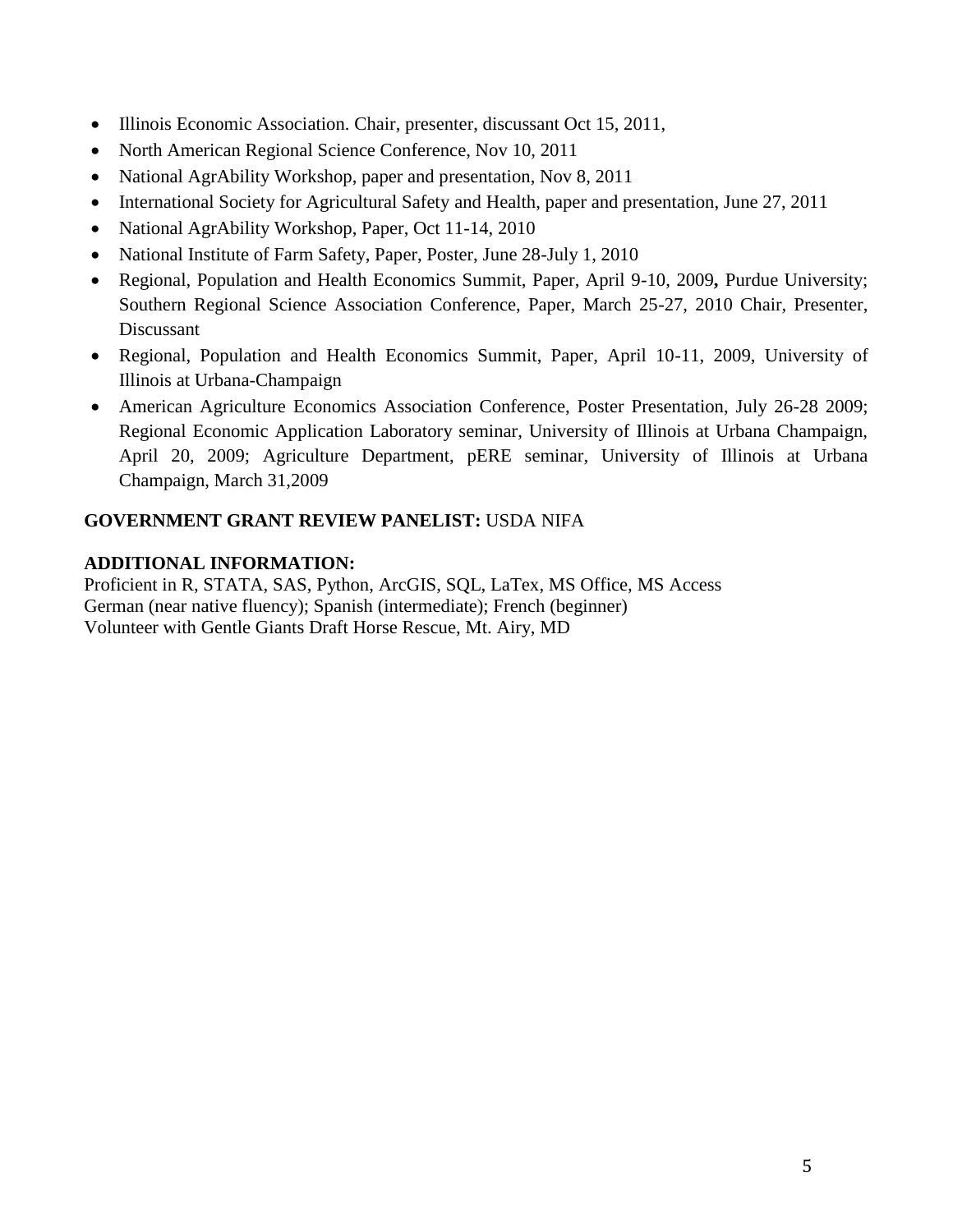- Illinois Economic Association. Chair, presenter, discussant Oct 15, 2011,
- North American Regional Science Conference, Nov 10, 2011
- National AgrAbility Workshop, paper and presentation, Nov 8, 2011
- International Society for Agricultural Safety and Health, paper and presentation, June 27, 2011
- National AgrAbility Workshop, Paper, Oct 11-14, 2010
- National Institute of Farm Safety, Paper, Poster, June 28-July 1, 2010
- Regional, Population and Health Economics Summit, Paper, April 9-10, 2009**,** Purdue University; Southern Regional Science Association Conference, Paper, March 25-27, 2010 Chair, Presenter, Discussant
- Regional, Population and Health Economics Summit, Paper, April 10-11, 2009, University of Illinois at Urbana-Champaign
- American Agriculture Economics Association Conference, Poster Presentation, July 26-28 2009; Regional Economic Application Laboratory seminar, University of Illinois at Urbana Champaign, April 20, 2009; Agriculture Department, pERE seminar, University of Illinois at Urbana Champaign, March 31,2009

**GOVERNMENT GRANT REVIEW PANELIST:** USDA NIFA

**ADDITIONAL INFORMATION:**

Proficient in R, STATA, SAS, Python, ArcGIS, SQL, LaTex, MS Office, MS Access
German (near native fluency); Spanish (intermediate); French (beginner)
Volunteer with Gentle Giants Draft Horse Rescue, Mt. Airy, MD